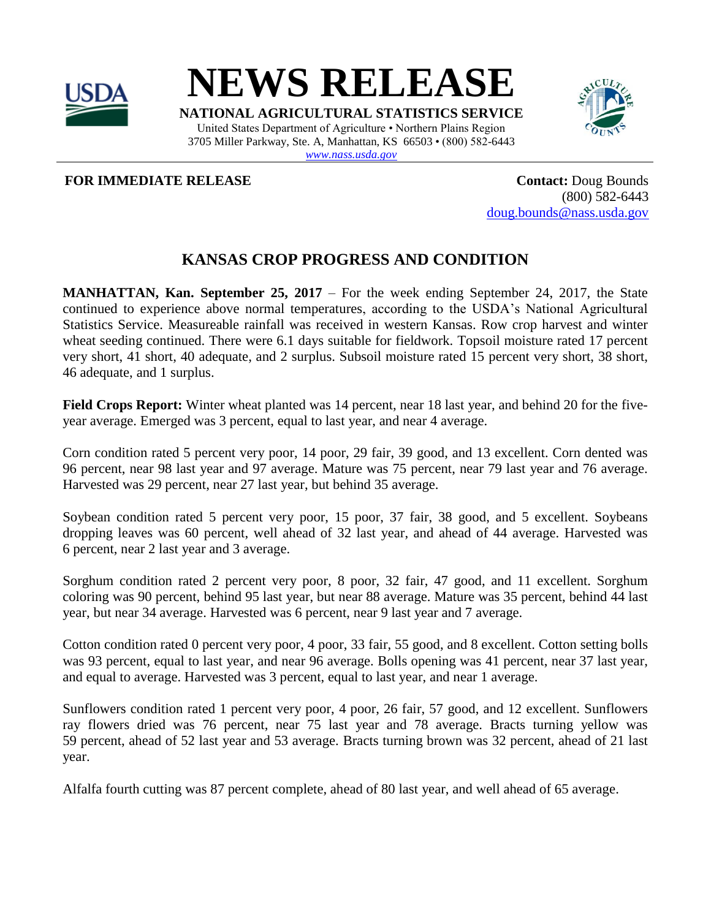# NEWS RELEASE

**NATIONAL AGRICULTURAL STATISTICS SERVICE**

United States Department of Agriculture • Northern Plains Region
3705 Miller Parkway, Ste. A, Manhattan, KS 66503 • (800) 582-6443
*www.nass.usda.gov*

**FOR IMMEDIATE RELEASE**

**Contact:** Doug Bounds
(800) 582-6443
doug.bounds@nass.usda.gov

## KANSAS CROP PROGRESS AND CONDITION

**MANHATTAN, Kan. September 25, 2017** – For the week ending September 24, 2017, the State continued to experience above normal temperatures, according to the USDA's National Agricultural Statistics Service. Measureable rainfall was received in western Kansas. Row crop harvest and winter wheat seeding continued. There were 6.1 days suitable for fieldwork. Topsoil moisture rated 17 percent very short, 41 short, 40 adequate, and 2 surplus. Subsoil moisture rated 15 percent very short, 38 short, 46 adequate, and 1 surplus.

**Field Crops Report:** Winter wheat planted was 14 percent, near 18 last year, and behind 20 for the five-year average. Emerged was 3 percent, equal to last year, and near 4 average.

Corn condition rated 5 percent very poor, 14 poor, 29 fair, 39 good, and 13 excellent. Corn dented was 96 percent, near 98 last year and 97 average. Mature was 75 percent, near 79 last year and 76 average. Harvested was 29 percent, near 27 last year, but behind 35 average.

Soybean condition rated 5 percent very poor, 15 poor, 37 fair, 38 good, and 5 excellent. Soybeans dropping leaves was 60 percent, well ahead of 32 last year, and ahead of 44 average. Harvested was 6 percent, near 2 last year and 3 average.

Sorghum condition rated 2 percent very poor, 8 poor, 32 fair, 47 good, and 11 excellent. Sorghum coloring was 90 percent, behind 95 last year, but near 88 average. Mature was 35 percent, behind 44 last year, but near 34 average. Harvested was 6 percent, near 9 last year and 7 average.

Cotton condition rated 0 percent very poor, 4 poor, 33 fair, 55 good, and 8 excellent. Cotton setting bolls was 93 percent, equal to last year, and near 96 average. Bolls opening was 41 percent, near 37 last year, and equal to average. Harvested was 3 percent, equal to last year, and near 1 average.

Sunflowers condition rated 1 percent very poor, 4 poor, 26 fair, 57 good, and 12 excellent. Sunflowers ray flowers dried was 76 percent, near 75 last year and 78 average. Bracts turning yellow was 59 percent, ahead of 52 last year and 53 average. Bracts turning brown was 32 percent, ahead of 21 last year.

Alfalfa fourth cutting was 87 percent complete, ahead of 80 last year, and well ahead of 65 average.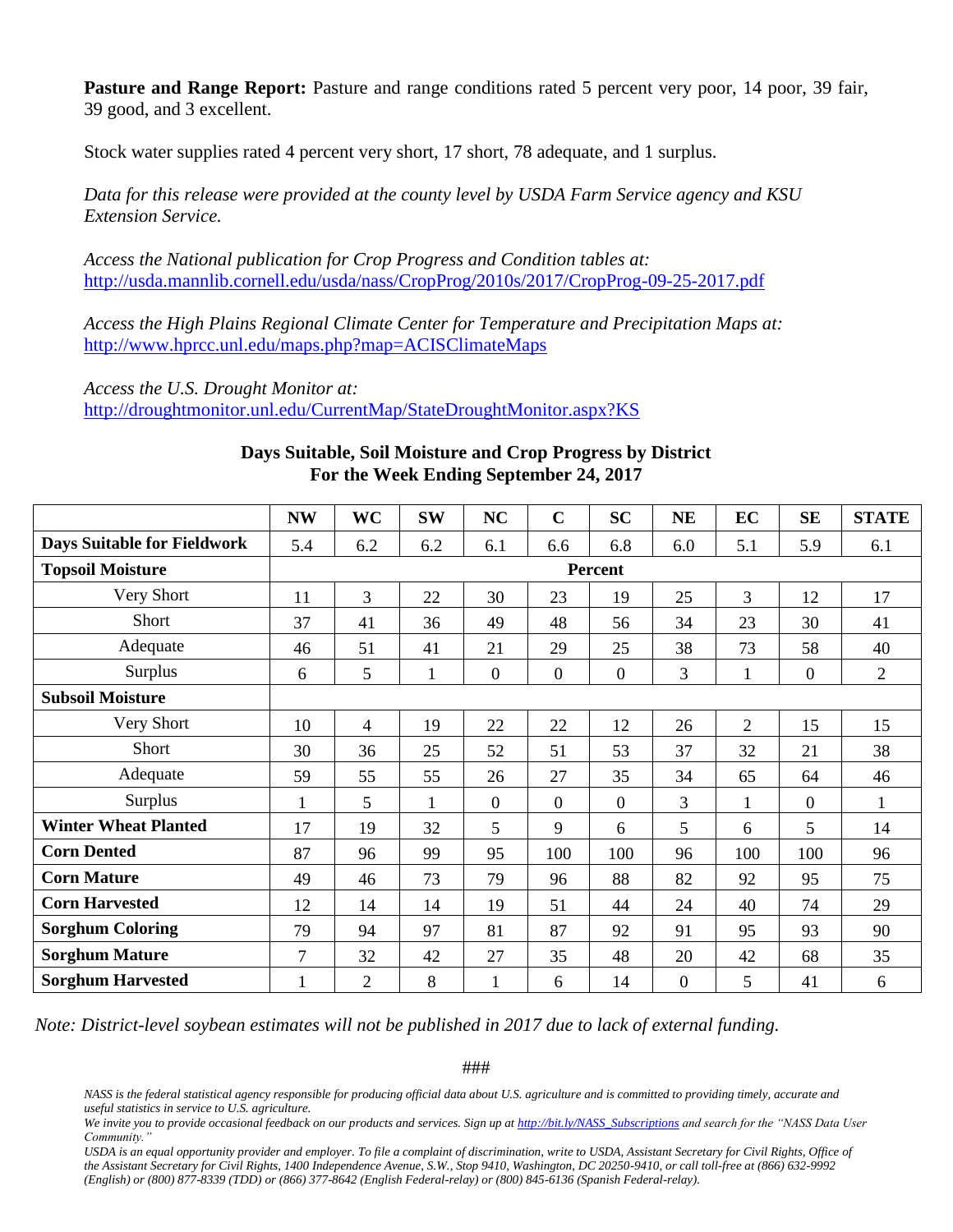**Pasture and Range Report:** Pasture and range conditions rated 5 percent very poor, 14 poor, 39 fair, 39 good, and 3 excellent.

Stock water supplies rated 4 percent very short, 17 short, 78 adequate, and 1 surplus.

*Data for this release were provided at the county level by USDA Farm Service agency and KSU Extension Service.*

*Access the National publication for Crop Progress and Condition tables at:*
[http://usda.mannlib.cornell.edu/usda/nass/CropProg/2010s/2017/CropProg-09-25-2017.pdf](http://usda.mannlib.cornell.edu/usda/nass/CropProg/2010s/2017/CropProg-09-25-2017.pdf)

*Access the High Plains Regional Climate Center for Temperature and Precipitation Maps at:*
[http://www.hprcc.unl.edu/maps.php?map=ACISClimateMaps](http://www.hprcc.unl.edu/maps.php?map=ACISClimateMaps)

*Access the U.S. Drought Monitor at:*
[http://droughtmonitor.unl.edu/CurrentMap/StateDroughtMonitor.aspx?KS](http://droughtmonitor.unl.edu/CurrentMap/StateDroughtMonitor.aspx?KS)

**Days Suitable, Soil Moisture and Crop Progress by District**
**For the Week Ending September 24, 2017**

| | NW | WC | SW | NC | C | SC | NE | EC | SE | STATE |
|---|---|---|---|---|---|---|---|---|---|---|
| **Days Suitable for Fieldwork** | 5.4 | 6.2 | 6.2 | 6.1 | 6.6 | 6.8 | 6.0 | 5.1 | 5.9 | 6.1 |
| **Topsoil Moisture** | Percent | | | | | | | | | |
| Very Short | 11 | 3 | 22 | 30 | 23 | 19 | 25 | 3 | 12 | 17 |
| Short | 37 | 41 | 36 | 49 | 48 | 56 | 34 | 23 | 30 | 41 |
| Adequate | 46 | 51 | 41 | 21 | 29 | 25 | 38 | 73 | 58 | 40 |
| Surplus | 6 | 5 | 1 | 0 | 0 | 0 | 3 | 1 | 0 | 2 |
| **Subsoil Moisture** | | | | | | | | | | |
| Very Short | 10 | 4 | 19 | 22 | 22 | 12 | 26 | 2 | 15 | 15 |
| Short | 30 | 36 | 25 | 52 | 51 | 53 | 37 | 32 | 21 | 38 |
| Adequate | 59 | 55 | 55 | 26 | 27 | 35 | 34 | 65 | 64 | 46 |
| Surplus | 1 | 5 | 1 | 0 | 0 | 0 | 3 | 1 | 0 | 1 |
| **Winter Wheat Planted** | 17 | 19 | 32 | 5 | 9 | 6 | 5 | 6 | 5 | 14 |
| **Corn Dented** | 87 | 96 | 99 | 95 | 100 | 100 | 96 | 100 | 100 | 96 |
| **Corn Mature** | 49 | 46 | 73 | 79 | 96 | 88 | 82 | 92 | 95 | 75 |
| **Corn Harvested** | 12 | 14 | 14 | 19 | 51 | 44 | 24 | 40 | 74 | 29 |
| **Sorghum Coloring** | 79 | 94 | 97 | 81 | 87 | 92 | 91 | 95 | 93 | 90 |
| **Sorghum Mature** | 7 | 32 | 42 | 27 | 35 | 48 | 20 | 42 | 68 | 35 |
| **Sorghum Harvested** | 1 | 2 | 8 | 1 | 6 | 14 | 0 | 5 | 41 | 6 |

*Note: District-level soybean estimates will not be published in 2017 due to lack of external funding.*

###

*NASS is the federal statistical agency responsible for producing official data about U.S. agriculture and is committed to providing timely, accurate and useful statistics in service to U.S. agriculture.*
*We invite you to provide occasional feedback on our products and services. Sign up at [http://bit.ly/NASS_Subscriptions](http://bit.ly/NASS_Subscriptions) and search for the "NASS Data User Community."*
*USDA is an equal opportunity provider and employer. To file a complaint of discrimination, write to USDA, Assistant Secretary for Civil Rights, Office of the Assistant Secretary for Civil Rights, 1400 Independence Avenue, S.W., Stop 9410, Washington, DC 20250-9410, or call toll-free at (866) 632-9992 (English) or (800) 877-8339 (TDD) or (866) 377-8642 (English Federal-relay) or (800) 845-6136 (Spanish Federal-relay).*